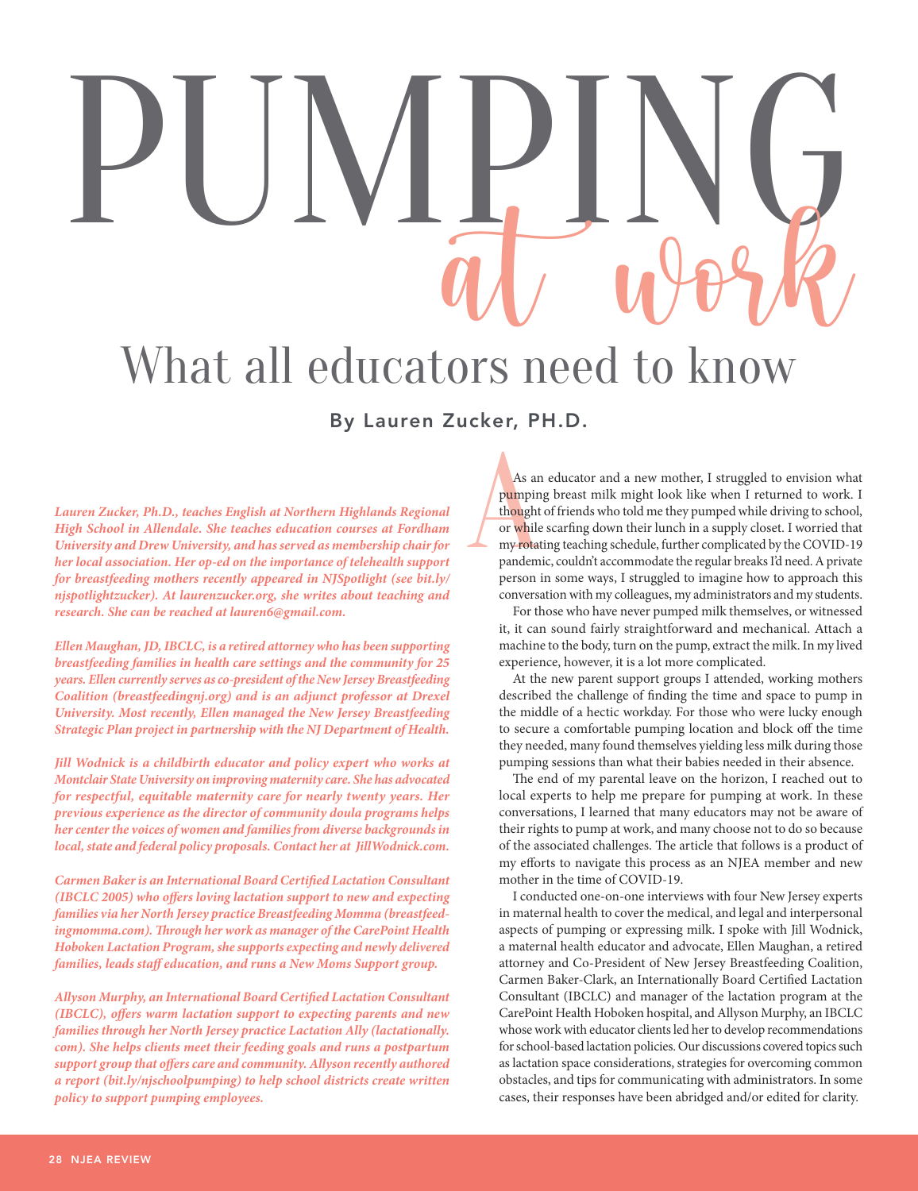# PUMPING *at work*

## What all educators need to know

### By Lauren Zucker, PH.D.

*Lauren Zucker, Ph.D., teaches English at Northern Highlands Regional High School in Allendale. She teaches education courses at Fordham University and Drew University, and has served as membership chair for her local association. Her op-ed on the importance of telehealth support for breastfeeding mothers recently appeared in NJSpotlight (see bit.ly/njspotlightzucker). At laurenzucker.org, she writes about teaching and research. She can be reached at lauren6@gmail.com.*

*Ellen Maughan, JD, IBCLC, is a retired attorney who has been supporting breastfeeding families in health care settings and the community for 25 years. Ellen currently serves as co-president of the New Jersey Breastfeeding Coalition (breastfeedingnj.org) and is an adjunct professor at Drexel University. Most recently, Ellen managed the New Jersey Breastfeeding Strategic Plan project in partnership with the NJ Department of Health.*

*Jill Wodnick is a childbirth educator and policy expert who works at Montclair State University on improving maternity care. She has advocated for respectful, equitable maternity care for nearly twenty years. Her previous experience as the director of community doula programs helps her center the voices of women and families from diverse backgrounds in local, state and federal policy proposals. Contact her at JillWodnick.com.*

*Carmen Baker is an International Board Certified Lactation Consultant (IBCLC 2005) who offers loving lactation support to new and expecting families via her North Jersey practice Breastfeeding Momma (breastfeedingmomma.com). Through her work as manager of the CarePoint Health Hoboken Lactation Program, she supports expecting and newly delivered families, leads staff education, and runs a New Moms Support group.*

*Allyson Murphy, an International Board Certified Lactation Consultant (IBCLC), offers warm lactation support to expecting parents and new families through her North Jersey practice Lactation Ally (lactationally.com). She helps clients meet their feeding goals and runs a postpartum support group that offers care and community. Allyson recently authored a report (bit.ly/njschoolpumping) to help school districts create written policy to support pumping employees.*

As an educator and a new mother, I struggled to envision what pumping breast milk might look like when I returned to work. I thought of friends who told me they pumped while driving to school, or while scarfing down their lunch in a supply closet. I worried that my rotating teaching schedule, further complicated by the COVID-19 pandemic, couldn't accommodate the regular breaks I'd need. A private person in some ways, I struggled to imagine how to approach this conversation with my colleagues, my administrators and my students.

For those who have never pumped milk themselves, or witnessed it, it can sound fairly straightforward and mechanical. Attach a machine to the body, turn on the pump, extract the milk. In my lived experience, however, it is a lot more complicated.

At the new parent support groups I attended, working mothers described the challenge of finding the time and space to pump in the middle of a hectic workday. For those who were lucky enough to secure a comfortable pumping location and block off the time they needed, many found themselves yielding less milk during those pumping sessions than what their babies needed in their absence.

The end of my parental leave on the horizon, I reached out to local experts to help me prepare for pumping at work. In these conversations, I learned that many educators may not be aware of their rights to pump at work, and many choose not to do so because of the associated challenges. The article that follows is a product of my efforts to navigate this process as an NJEA member and new mother in the time of COVID-19.

I conducted one-on-one interviews with four New Jersey experts in maternal health to cover the medical, and legal and interpersonal aspects of pumping or expressing milk. I spoke with Jill Wodnick, a maternal health educator and advocate, Ellen Maughan, a retired attorney and Co-President of New Jersey Breastfeeding Coalition, Carmen Baker-Clark, an Internationally Board Certified Lactation Consultant (IBCLC) and manager of the lactation program at the CarePoint Health Hoboken hospital, and Allyson Murphy, an IBCLC whose work with educator clients led her to develop recommendations for school-based lactation policies. Our discussions covered topics such as lactation space considerations, strategies for overcoming common obstacles, and tips for communicating with administrators. In some cases, their responses have been abridged and/or edited for clarity.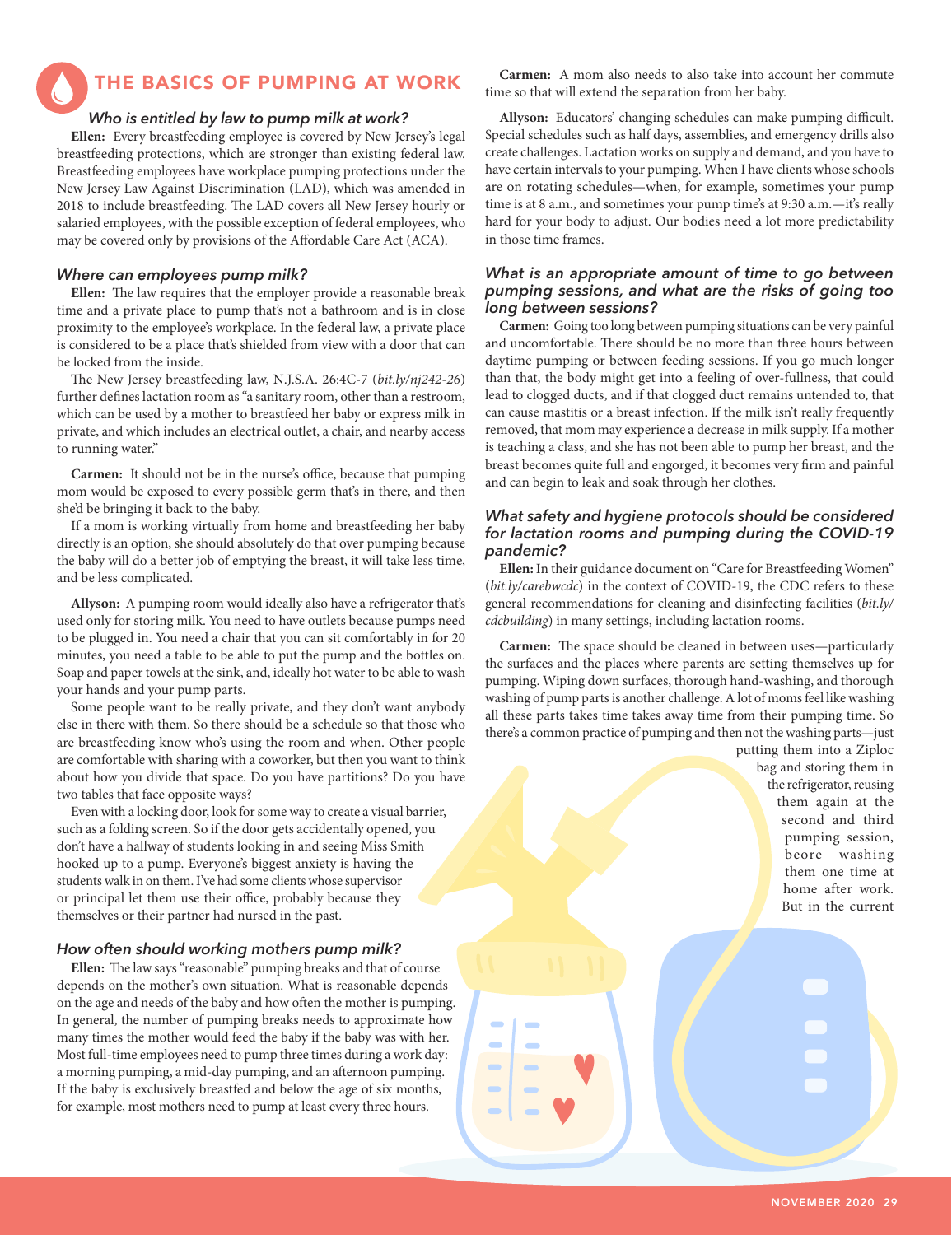## THE BASICS OF PUMPING AT WORK

### *Who is entitled by law to pump milk at work?*

**Ellen:** Every breastfeeding employee is covered by New Jersey's legal breastfeeding protections, which are stronger than existing federal law. Breastfeeding employees have workplace pumping protections under the New Jersey Law Against Discrimination (LAD), which was amended in 2018 to include breastfeeding. The LAD covers all New Jersey hourly or salaried employees, with the possible exception of federal employees, who may be covered only by provisions of the Affordable Care Act (ACA).

### *Where can employees pump milk?*

**Ellen:** The law requires that the employer provide a reasonable break time and a private place to pump that's not a bathroom and is in close proximity to the employee's workplace. In the federal law, a private place is considered to be a place that's shielded from view with a door that can be locked from the inside.

The New Jersey breastfeeding law, N.J.S.A. 26:4C-7 (*bit.ly/nj242-26*) further defines lactation room as "a sanitary room, other than a restroom, which can be used by a mother to breastfeed her baby or express milk in private, and which includes an electrical outlet, a chair, and nearby access to running water."

**Carmen:** It should not be in the nurse's office, because that pumping mom would be exposed to every possible germ that's in there, and then she'd be bringing it back to the baby.

If a mom is working virtually from home and breastfeeding her baby directly is an option, she should absolutely do that over pumping because the baby will do a better job of emptying the breast, it will take less time, and be less complicated.

**Allyson:** A pumping room would ideally also have a refrigerator that's used only for storing milk. You need to have outlets because pumps need to be plugged in. You need a chair that you can sit comfortably in for 20 minutes, you need a table to be able to put the pump and the bottles on. Soap and paper towels at the sink, and, ideally hot water to be able to wash your hands and your pump parts.

Some people want to be really private, and they don't want anybody else in there with them. So there should be a schedule so that those who are breastfeeding know who's using the room and when. Other people are comfortable with sharing with a coworker, but then you want to think about how you divide that space. Do you have partitions? Do you have two tables that face opposite ways?

Even with a locking door, look for some way to create a visual barrier, such as a folding screen. So if the door gets accidentally opened, you don't have a hallway of students looking in and seeing Miss Smith hooked up to a pump. Everyone's biggest anxiety is having the students walk in on them. I've had some clients whose supervisor or principal let them use their office, probably because they themselves or their partner had nursed in the past.

### *How often should working mothers pump milk?*

**Ellen:** The law says "reasonable" pumping breaks and that of course depends on the mother's own situation. What is reasonable depends on the age and needs of the baby and how often the mother is pumping. In general, the number of pumping breaks needs to approximate how many times the mother would feed the baby if the baby was with her. Most full-time employees need to pump three times during a work day: a morning pumping, a mid-day pumping, and an afternoon pumping. If the baby is exclusively breastfed and below the age of six months, for example, most mothers need to pump at least every three hours.

**Carmen:** A mom also needs to also take into account her commute time so that will extend the separation from her baby.

**Allyson:** Educators' changing schedules can make pumping difficult. Special schedules such as half days, assemblies, and emergency drills also create challenges. Lactation works on supply and demand, and you have to have certain intervals to your pumping. When I have clients whose schools are on rotating schedules—when, for example, sometimes your pump time is at 8 a.m., and sometimes your pump time's at 9:30 a.m.—it's really hard for your body to adjust. Our bodies need a lot more predictability in those time frames.

### *What is an appropriate amount of time to go between pumping sessions, and what are the risks of going too long between sessions?*

**Carmen:** Going too long between pumping situations can be very painful and uncomfortable. There should be no more than three hours between daytime pumping or between feeding sessions. If you go much longer than that, the body might get into a feeling of over-fullness, that could lead to clogged ducts, and if that clogged duct remains untended to, that can cause mastitis or a breast infection. If the milk isn't really frequently removed, that mom may experience a decrease in milk supply. If a mother is teaching a class, and she has not been able to pump her breast, and the breast becomes quite full and engorged, it becomes very firm and painful and can begin to leak and soak through her clothes.

### *What safety and hygiene protocols should be considered for lactation rooms and pumping during the COVID-19 pandemic?*

**Ellen:** In their guidance document on "Care for Breastfeeding Women" (*bit.ly/carebwcdc*) in the context of COVID-19, the CDC refers to these general recommendations for cleaning and disinfecting facilities (*bit.ly/cdcbuilding*) in many settings, including lactation rooms.

**Carmen:** The space should be cleaned in between uses—particularly the surfaces and the places where parents are setting themselves up for pumping. Wiping down surfaces, thorough hand-washing, and thorough washing of pump parts is another challenge. A lot of moms feel like washing all these parts takes time takes away time from their pumping time. So there's a common practice of pumping and then not the washing parts—just putting them into a Ziploc bag and storing them in the refrigerator, reusing them again at the second and third pumping session, beore washing them one time at home after work. But in the current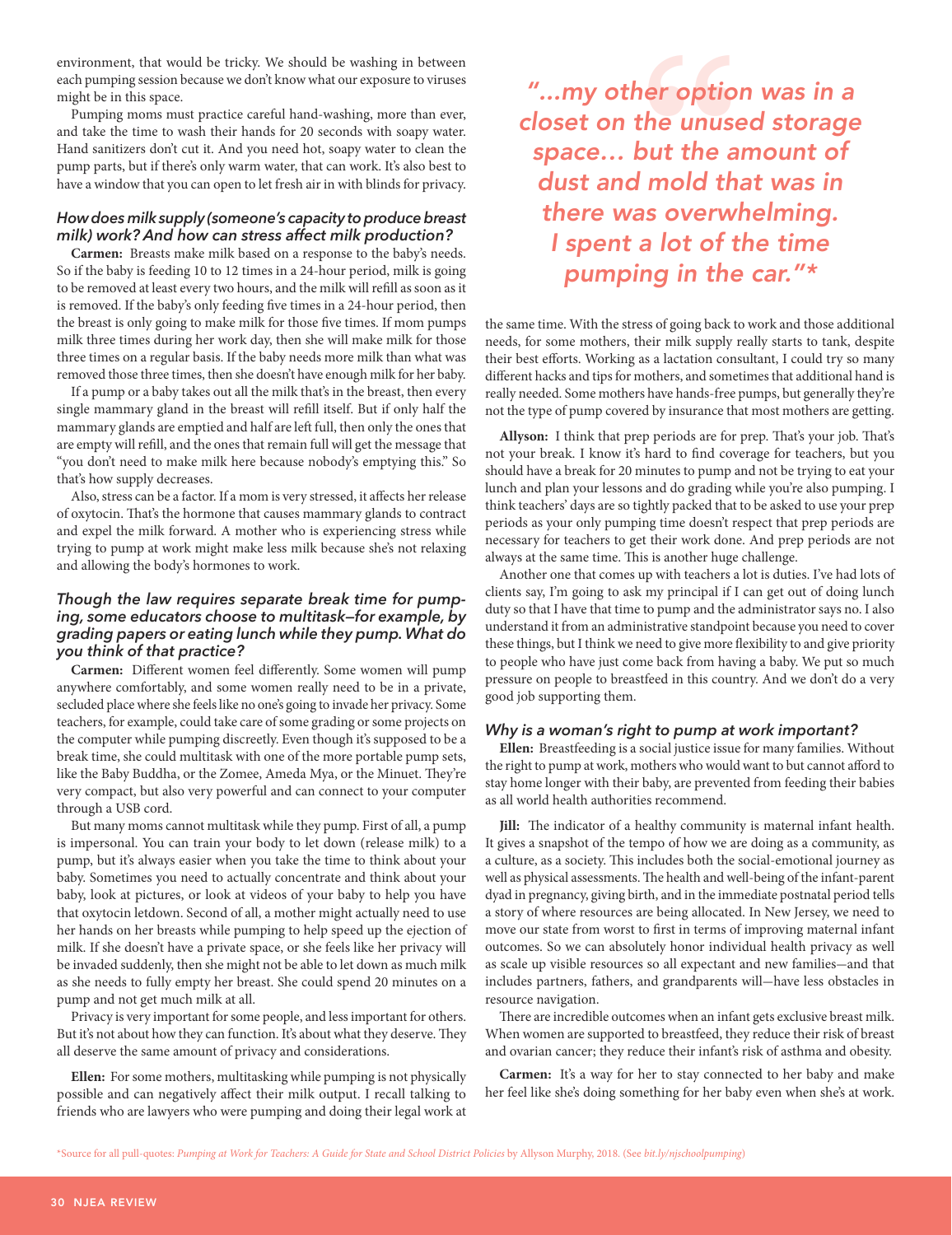environment, that would be tricky. We should be washing in between each pumping session because we don't know what our exposure to viruses might be in this space.

Pumping moms must practice careful hand-washing, more than ever, and take the time to wash their hands for 20 seconds with soapy water. Hand sanitizers don't cut it. And you need hot, soapy water to clean the pump parts, but if there's only warm water, that can work. It's also best to have a window that you can open to let fresh air in with blinds for privacy.

### *How does milk supply (someone's capacity to produce breast milk) work? And how can stress affect milk production?*

**Carmen:** Breasts make milk based on a response to the baby's needs. So if the baby is feeding 10 to 12 times in a 24-hour period, milk is going to be removed at least every two hours, and the milk will refill as soon as it is removed. If the baby's only feeding five times in a 24-hour period, then the breast is only going to make milk for those five times. If mom pumps milk three times during her work day, then she will make milk for those three times on a regular basis. If the baby needs more milk than what was removed those three times, then she doesn't have enough milk for her baby.

If a pump or a baby takes out all the milk that's in the breast, then every single mammary gland in the breast will refill itself. But if only half the mammary glands are emptied and half are left full, then only the ones that are empty will refill, and the ones that remain full will get the message that "you don't need to make milk here because nobody's emptying this." So that's how supply decreases.

Also, stress can be a factor. If a mom is very stressed, it affects her release of oxytocin. That's the hormone that causes mammary glands to contract and expel the milk forward. A mother who is experiencing stress while trying to pump at work might make less milk because she's not relaxing and allowing the body's hormones to work.

### *Though the law requires separate break time for pumping, some educators choose to multitask—for example, by grading papers or eating lunch while they pump. What do you think of that practice?*

**Carmen:** Different women feel differently. Some women will pump anywhere comfortably, and some women really need to be in a private, secluded place where she feels like no one's going to invade her privacy. Some teachers, for example, could take care of some grading or some projects on the computer while pumping discreetly. Even though it's supposed to be a break time, she could multitask with one of the more portable pump sets, like the Baby Buddha, or the Zomee, Ameda Mya, or the Minuet. They're very compact, but also very powerful and can connect to your computer through a USB cord.

But many moms cannot multitask while they pump. First of all, a pump is impersonal. You can train your body to let down (release milk) to a pump, but it's always easier when you take the time to think about your baby. Sometimes you need to actually concentrate and think about your baby, look at pictures, or look at videos of your baby to help you have that oxytocin letdown. Second of all, a mother might actually need to use her hands on her breasts while pumping to help speed up the ejection of milk. If she doesn't have a private space, or she feels like her privacy will be invaded suddenly, then she might not be able to let down as much milk as she needs to fully empty her breast. She could spend 20 minutes on a pump and not get much milk at all.

Privacy is very important for some people, and less important for others. But it's not about how they can function. It's about what they deserve. They all deserve the same amount of privacy and considerations.

**Ellen:** For some mothers, multitasking while pumping is not physically possible and can negatively affect their milk output. I recall talking to friends who are lawyers who were pumping and doing their legal work at the same time. With the stress of going back to work and those additional needs, for some mothers, their milk supply really starts to tank, despite their best efforts. Working as a lactation consultant, I could try so many different hacks and tips for mothers, and sometimes that additional hand is really needed. Some mothers have hands-free pumps, but generally they're not the type of pump covered by insurance that most mothers are getting.

> *"...my other option was in a closet on the unused storage space... but the amount of dust and mold that was in there was overwhelming. I spent a lot of the time pumping in the car."\**

**Allyson:** I think that prep periods are for prep. That's your job. That's not your break. I know it's hard to find coverage for teachers, but you should have a break for 20 minutes to pump and not be trying to eat your lunch and plan your lessons and do grading while you're also pumping. I think teachers' days are so tightly packed that to be asked to use your prep periods as your only pumping time doesn't respect that prep periods are necessary for teachers to get their work done. And prep periods are not always at the same time. This is another huge challenge.

Another one that comes up with teachers a lot is duties. I've had lots of clients say, I'm going to ask my principal if I can get out of doing lunch duty so that I have that time to pump and the administrator says no. I also understand it from an administrative standpoint because you need to cover these things, but I think we need to give more flexibility to and give priority to people who have just come back from having a baby. We put so much pressure on people to breastfeed in this country. And we don't do a very good job supporting them.

### *Why is a woman's right to pump at work important?*

**Ellen:** Breastfeeding is a social justice issue for many families. Without the right to pump at work, mothers who would want to but cannot afford to stay home longer with their baby, are prevented from feeding their babies as all world health authorities recommend.

**Jill:** The indicator of a healthy community is maternal infant health. It gives a snapshot of the tempo of how we are doing as a community, as a culture, as a society. This includes both the social-emotional journey as well as physical assessments. The health and well-being of the infant-parent dyad in pregnancy, giving birth, and in the immediate postnatal period tells a story of where resources are being allocated. In New Jersey, we need to move our state from worst to first in terms of improving maternal infant outcomes. So we can absolutely honor individual health privacy as well as scale up visible resources so all expectant and new families—and that includes partners, fathers, and grandparents will—have less obstacles in resource navigation.

There are incredible outcomes when an infant gets exclusive breast milk. When women are supported to breastfeed, they reduce their risk of breast and ovarian cancer; they reduce their infant's risk of asthma and obesity.

**Carmen:** It's a way for her to stay connected to her baby and make her feel like she's doing something for her baby even when she's at work.

\*Source for all pull-quotes: *Pumping at Work for Teachers: A Guide for State and School District Policies* by Allyson Murphy, 2018. (See *bit.ly/njschoolpumping*)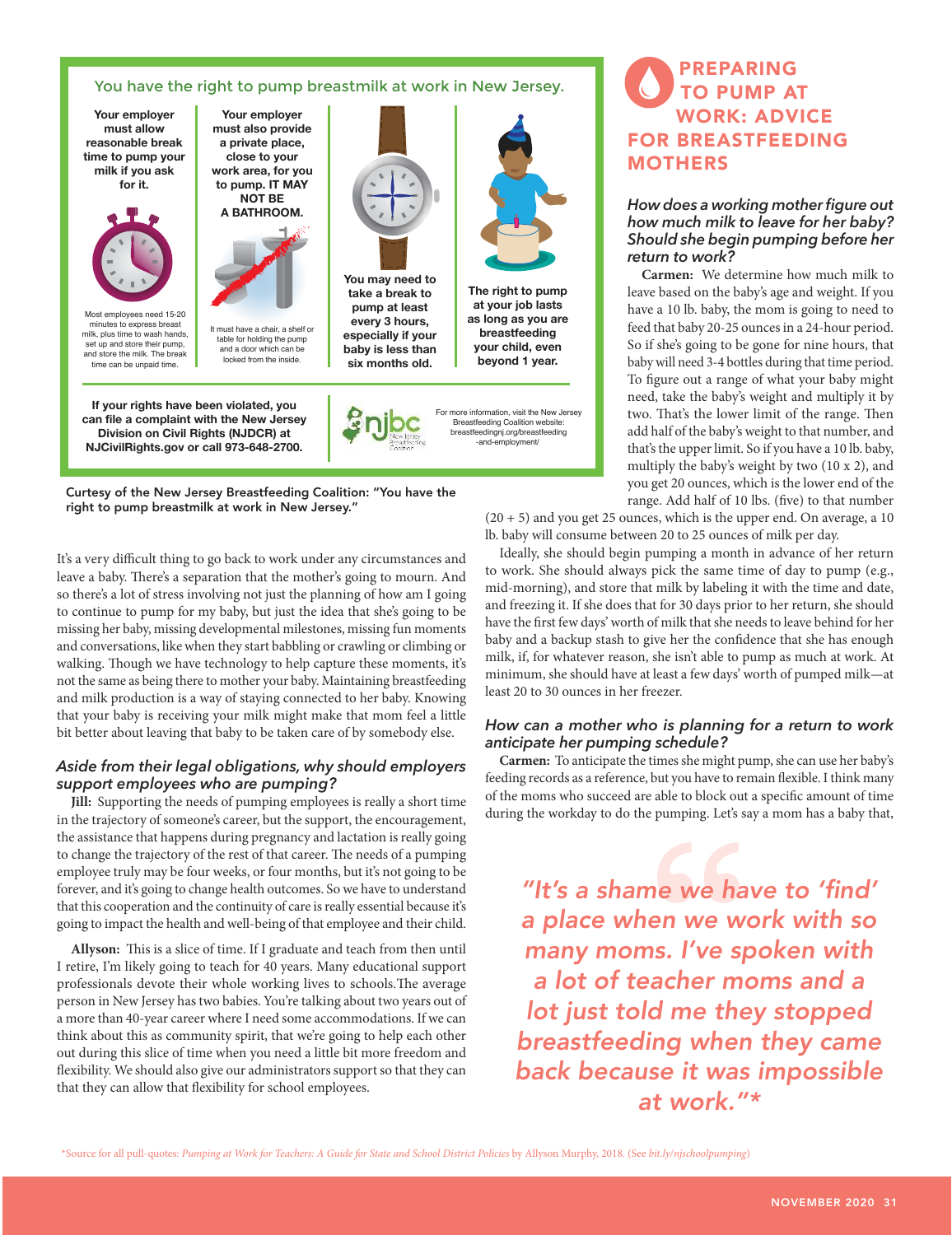## You have the right to pump breastmilk at work in New Jersey.

**Your employer must allow reasonable break time to pump your milk if you ask for it.**

Most employees need 15-20 minutes to express breast milk, plus time to wash hands, set up and store their pump, and store the milk. The break time can be unpaid time.

**Your employer must also provide a private place, close to your work area, for you to pump. IT MAY NOT BE A BATHROOM.**

It must have a chair, a shelf or table for holding the pump and a door which can be locked from the inside.

**You may need to take a break to pump at least every 3 hours, especially if your baby is less than six months old.**

**The right to pump at your job lasts as long as you are breastfeeding your child, even beyond 1 year.**

**If your rights have been violated, you can file a complaint with the New Jersey Division on Civil Rights (NJDCR) at NJCivilRights.gov or call 973-648-2700.**

njbc New Jersey Breastfeeding Coalition

For more information, visit the New Jersey Breastfeeding Coalition website: breastfeedingnj.org/breastfeeding-and-employment/

Curtesy of the New Jersey Breastfeeding Coalition: "You have the right to pump breastmilk at work in New Jersey."

It's a very difficult thing to go back to work under any circumstances and leave a baby. There's a separation that the mother's going to mourn. And so there's a lot of stress involving not just the planning of how am I going to continue to pump for my baby, but just the idea that she's going to be missing her baby, missing developmental milestones, missing fun moments and conversations, like when they start babbling or crawling or climbing or walking. Though we have technology to help capture these moments, it's not the same as being there to mother your baby. Maintaining breastfeeding and milk production is a way of staying connected to her baby. Knowing that your baby is receiving your milk might make that mom feel a little bit better about leaving that baby to be taken care of by somebody else.

### *Aside from their legal obligations, why should employers support employees who are pumping?*

**Jill:** Supporting the needs of pumping employees is really a short time in the trajectory of someone's career, but the support, the encouragement, the assistance that happens during pregnancy and lactation is really going to change the trajectory of the rest of that career. The needs of a pumping employee truly may be four weeks, or four months, but it's not going to be forever, and it's going to change health outcomes. So we have to understand that this cooperation and the continuity of care is really essential because it's going to impact the health and well-being of that employee and their child.

**Allyson:** This is a slice of time. If I graduate and teach from then until I retire, I'm likely going to teach for 40 years. Many educational support professionals devote their whole working lives to schools. The average person in New Jersey has two babies. You're talking about two years out of a more than 40-year career where I need some accommodations. If we can think about this as community spirit, that we're going to help each other out during this slice of time when you need a little bit more freedom and flexibility. We should also give our administrators support so that they can that they can allow that flexibility for school employees.

## PREPARING TO PUMP AT WORK: ADVICE FOR BREASTFEEDING MOTHERS

### *How does a working mother figure out how much milk to leave for her baby? Should she begin pumping before her return to work?*

**Carmen:** We determine how much milk to leave based on the baby's age and weight. If you have a 10 lb. baby, the mom is going to need to feed that baby 20-25 ounces in a 24-hour period. So if she's going to be gone for nine hours, that baby will need 3-4 bottles during that time period. To figure out a range of what your baby might need, take the baby's weight and multiply it by two. That's the lower limit of the range. Then add half of the baby's weight to that number, and that's the upper limit. So if you have a 10 lb. baby, multiply the baby's weight by two (10 x 2), and you get 20 ounces, which is the lower end of the range. Add half of 10 lbs. (five) to that number (20 + 5) and you get 25 ounces, which is the upper end. On average, a 10 lb. baby will consume between 20 to 25 ounces of milk per day.

Ideally, she should begin pumping a month in advance of her return to work. She should always pick the same time of day to pump (e.g., mid-morning), and store that milk by labeling it with the time and date, and freezing it. If she does that for 30 days prior to her return, she should have the first few days' worth of milk that she needs to leave behind for her baby and a backup stash to give her the confidence that she has enough milk, if, for whatever reason, she isn't able to pump as much at work. At minimum, she should have at least a few days' worth of pumped milk—at least 20 to 30 ounces in her freezer.

### *How can a mother who is planning for a return to work anticipate her pumping schedule?*

**Carmen:** To anticipate the times she might pump, she can use her baby's feeding records as a reference, but you have to remain flexible. I think many of the moms who succeed are able to block out a specific amount of time during the workday to do the pumping. Let's say a mom has a baby that,

> *"It's a shame we have to 'find' a place when we work with so many moms. I've spoken with a lot of teacher moms and a lot just told me they stopped breastfeeding when they came back because it was impossible at work."\**

\*Source for all pull-quotes: *Pumping at Work for Teachers: A Guide for State and School District Policies* by Allyson Murphy, 2018. (See *bit.ly/njschoolpumping*)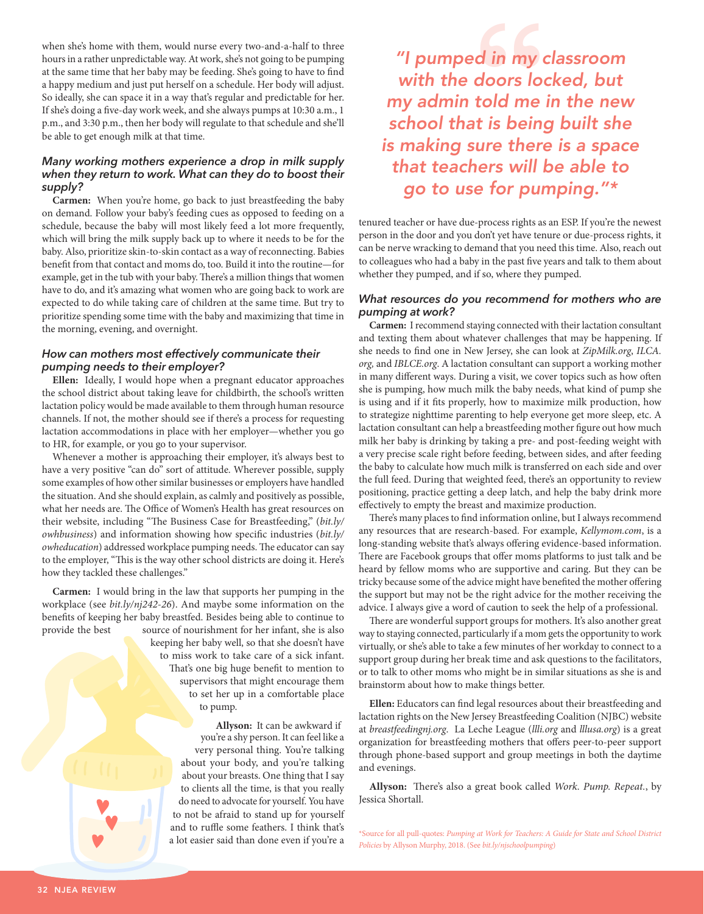when she's home with them, would nurse every two-and-a-half to three hours in a rather unpredictable way. At work, she's not going to be pumping at the same time that her baby may be feeding. She's going to have to find a happy medium and just put herself on a schedule. Her body will adjust. So ideally, she can space it in a way that's regular and predictable for her. If she's doing a five-day work week, and she always pumps at 10:30 a.m., 1 p.m., and 3:30 p.m., then her body will regulate to that schedule and she'll be able to get enough milk at that time.

### *Many working mothers experience a drop in milk supply when they return to work. What can they do to boost their supply?*

**Carmen:** When you're home, go back to just breastfeeding the baby on demand. Follow your baby's feeding cues as opposed to feeding on a schedule, because the baby will most likely feed a lot more frequently, which will bring the milk supply back up to where it needs to be for the baby. Also, prioritize skin-to-skin contact as a way of reconnecting. Babies benefit from that contact and moms do, too. Build it into the routine—for example, get in the tub with your baby. There's a million things that women have to do, and it's amazing what women who are going back to work are expected to do while taking care of children at the same time. But try to prioritize spending some time with the baby and maximizing that time in the morning, evening, and overnight.

### *How can mothers most effectively communicate their pumping needs to their employer?*

**Ellen:** Ideally, I would hope when a pregnant educator approaches the school district about taking leave for childbirth, the school's written lactation policy would be made available to them through human resource channels. If not, the mother should see if there's a process for requesting lactation accommodations in place with her employer—whether you go to HR, for example, or you go to your supervisor.

Whenever a mother is approaching their employer, it's always best to have a very positive "can do" sort of attitude. Wherever possible, supply some examples of how other similar businesses or employers have handled the situation. And she should explain, as calmly and positively as possible, what her needs are. The Office of Women's Health has great resources on their website, including "The Business Case for Breastfeeding," (*bit.ly/owhbusiness*) and information showing how specific industries (*bit.ly/owheducation*) addressed workplace pumping needs. The educator can say to the employer, "This is the way other school districts are doing it. Here's how they tackled these challenges."

**Carmen:** I would bring in the law that supports her pumping in the workplace (see *bit.ly/nj242-26*). And maybe some information on the benefits of keeping her baby breastfed. Besides being able to continue to provide the best source of nourishment for her infant, she is also keeping her baby well, so that she doesn't have to miss work to take care of a sick infant. That's one big huge benefit to mention to supervisors that might encourage them to set her up in a comfortable place to pump.

**Allyson:** It can be awkward if you're a shy person. It can feel like a very personal thing. You're talking about your body, and you're talking about your breasts. One thing that I say to clients all the time, is that you really do need to advocate for yourself. You have to not be afraid to stand up for yourself and to ruffle some feathers. I think that's a lot easier said than done even if you're a tenured teacher or have due-process rights as an ESP. If you're the newest person in the door and you don't yet have tenure or due-process rights, it can be nerve wracking to demand that you need this time. Also, reach out to colleagues who had a baby in the past five years and talk to them about whether they pumped, and if so, where they pumped.

> *"I pumped in my classroom with the doors locked, but my admin told me in the new school that is being built she is making sure there is a space that teachers will be able to go to use for pumping."\**

### *What resources do you recommend for mothers who are pumping at work?*

**Carmen:** I recommend staying connected with their lactation consultant and texting them about whatever challenges that may be happening. If she needs to find one in New Jersey, she can look at *ZipMilk.org*, *ILCA.org*, and *IBLCE.org*. A lactation consultant can support a working mother in many different ways. During a visit, we cover topics such as how often she is pumping, how much milk the baby needs, what kind of pump she is using and if it fits properly, how to maximize milk production, how to strategize nighttime parenting to help everyone get more sleep, etc. A lactation consultant can help a breastfeeding mother figure out how much milk her baby is drinking by taking a pre- and post-feeding weight with a very precise scale right before feeding, between sides, and after feeding the baby to calculate how much milk is transferred on each side and over the full feed. During that weighted feed, there's an opportunity to review positioning, practice getting a deep latch, and help the baby drink more effectively to empty the breast and maximize production.

There's many places to find information online, but I always recommend any resources that are research-based. For example, *Kellymom.com*, is a long-standing website that's always offering evidence-based information. There are Facebook groups that offer moms platforms to just talk and be heard by fellow moms who are supportive and caring. But they can be tricky because some of the advice might have benefited the mother offering the support but may not be the right advice for the mother receiving the advice. I always give a word of caution to seek the help of a professional.

There are wonderful support groups for mothers. It's also another great way to stay connected, particularly if a mom gets the opportunity to work virtually, or she's able to take a few minutes of her workday to connect to a support group during her break time and ask questions to the facilitators, or to talk to other moms who might be in similar situations as she is and brainstorm about how to make things better.

**Ellen:** Educators can find legal resources about their breastfeeding and lactation rights on the New Jersey Breastfeeding Coalition (NJBC) website at *breastfeedingnj.org*. La Leche League (*llli.org* and *lllusa.org*) is a great organization for breastfeeding mothers that offers peer-to-peer support through phone-based support and group meetings in both the daytime and evenings.

**Allyson:** There's also a great book called *Work. Pump. Repeat.*, by Jessica Shortall.

\*Source for all pull-quotes: *Pumping at Work for Teachers: A Guide for State and School District Policies* by Allyson Murphy, 2018. (See *bit.ly/njschoolpumping*)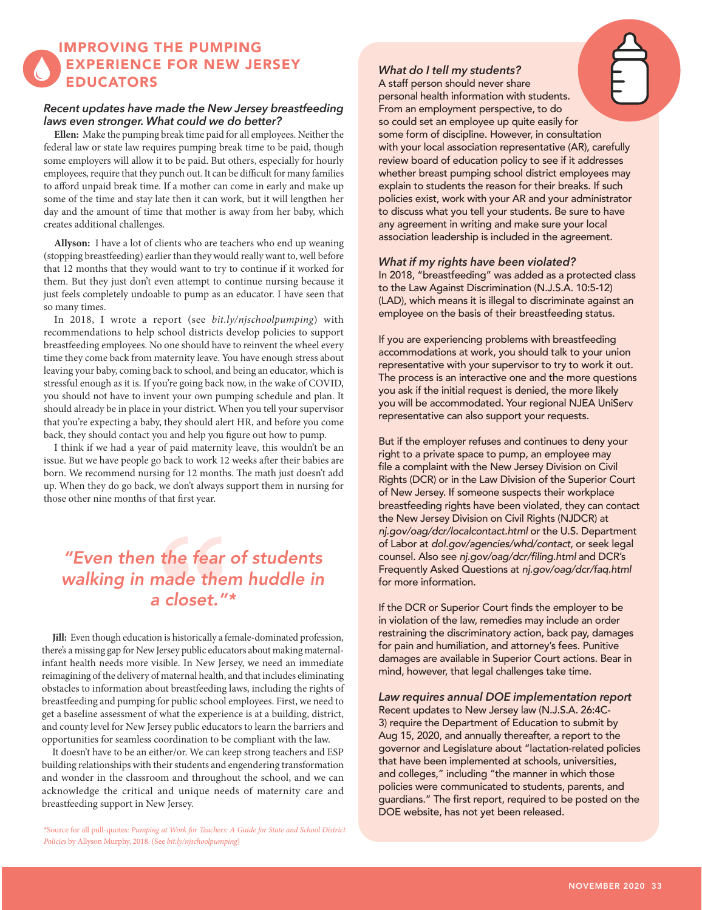## IMPROVING THE PUMPING EXPERIENCE FOR NEW JERSEY EDUCATORS

### *Recent updates have made the New Jersey breastfeeding laws even stronger. What could we do better?*

**Ellen:** Make the pumping break time paid for all employees. Neither the federal law or state law requires pumping break time to be paid, though some employers will allow it to be paid. But others, especially for hourly employees, require that they punch out. It can be difficult for many families to afford unpaid break time. If a mother can come in early and make up some of the time and stay late then it can work, but it will lengthen her day and the amount of time that mother is away from her baby, which creates additional challenges.

**Allyson:** I have a lot of clients who are teachers who end up weaning (stopping breastfeeding) earlier than they would really want to, well before that 12 months that they would want to try to continue if it worked for them. But they just don't even attempt to continue nursing because it just feels completely undoable to pump as an educator. I have seen that so many times.

In 2018, I wrote a report (see *bit.ly/njschoolpumping*) with recommendations to help school districts develop policies to support breastfeeding employees. No one should have to reinvent the wheel every time they come back from maternity leave. You have enough stress about leaving your baby, coming back to school, and being an educator, which is stressful enough as it is. If you're going back now, in the wake of COVID, you should not have to invent your own pumping schedule and plan. It should already be in place in your district. When you tell your supervisor that you're expecting a baby, they should alert HR, and before you come back, they should contact you and help you figure out how to pump.

I think if we had a year of paid maternity leave, this wouldn't be an issue. But we have people go back to work 12 weeks after their babies are born. We recommend nursing for 12 months. The math just doesn't add up. When they do go back, we don't always support them in nursing for those other nine months of that first year.

> *"Even then the fear of students walking in made them huddle in a closet."\**

**Jill:** Even though education is historically a female-dominated profession, there's a missing gap for New Jersey public educators about making maternal-infant health needs more visible. In New Jersey, we need an immediate reimagining of the delivery of maternal health, and that includes eliminating obstacles to information about breastfeeding laws, including the rights of breastfeeding and pumping for public school employees. First, we need to get a baseline assessment of what the experience is at a building, district, and county level for New Jersey public educators to learn the barriers and opportunities for seamless coordination to be compliant with the law.

It doesn't have to be an either/or. We can keep strong teachers and ESP building relationships with their students and engendering transformation and wonder in the classroom and throughout the school, and we can acknowledge the critical and unique needs of maternity care and breastfeeding support in New Jersey.

\*Source for all pull-quotes: *Pumping at Work for Teachers: A Guide for State and School District Policies* by Allyson Murphy, 2018. (See *bit.ly/njschoolpumping*)

### *What do I tell my students?*

A staff person should never share personal health information with students. From an employment perspective, to do so could set an employee up quite easily for some form of discipline. However, in consultation with your local association representative (AR), carefully review board of education policy to see if it addresses whether breast pumping school district employees may explain to students the reason for their breaks. If such policies exist, work with your AR and your administrator to discuss what you tell your students. Be sure to have any agreement in writing and make sure your local association leadership is included in the agreement.

### *What if my rights have been violated?*

In 2018, "breastfeeding" was added as a protected class to the Law Against Discrimination (N.J.S.A. 10:5-12) (LAD), which means it is illegal to discriminate against an employee on the basis of their breastfeeding status.

If you are experiencing problems with breastfeeding accommodations at work, you should talk to your union representative with your supervisor to try to work it out. The process is an interactive one and the more questions you ask if the initial request is denied, the more likely you will be accommodated. Your regional NJEA UniServ representative can also support your requests.

But if the employer refuses and continues to deny your right to a private space to pump, an employee may file a complaint with the New Jersey Division on Civil Rights (DCR) or in the Law Division of the Superior Court of New Jersey. If someone suspects their workplace breastfeeding rights have been violated, they can contact the New Jersey Division on Civil Rights (NJDCR) at *nj.gov/oag/dcr/localcontact.html* or the U.S. Department of Labor at *dol.gov/agencies/whd/contact*, or seek legal counsel. Also see *nj.gov/oag/dcr/filing.html* and DCR's Frequently Asked Questions at *nj.gov/oag/dcr/faq.html* for more information.

If the DCR or Superior Court finds the employer to be in violation of the law, remedies may include an order restraining the discriminatory action, back pay, damages for pain and humiliation, and attorney's fees. Punitive damages are available in Superior Court actions. Bear in mind, however, that legal challenges take time.

### *Law requires annual DOE implementation report*

Recent updates to New Jersey law (N.J.S.A. 26:4C-3) require the Department of Education to submit by Aug 15, 2020, and annually thereafter, a report to the governor and Legislature about "lactation-related policies that have been implemented at schools, universities, and colleges," including "the manner in which those policies were communicated to students, parents, and guardians." The first report, required to be posted on the DOE website, has not yet been released.